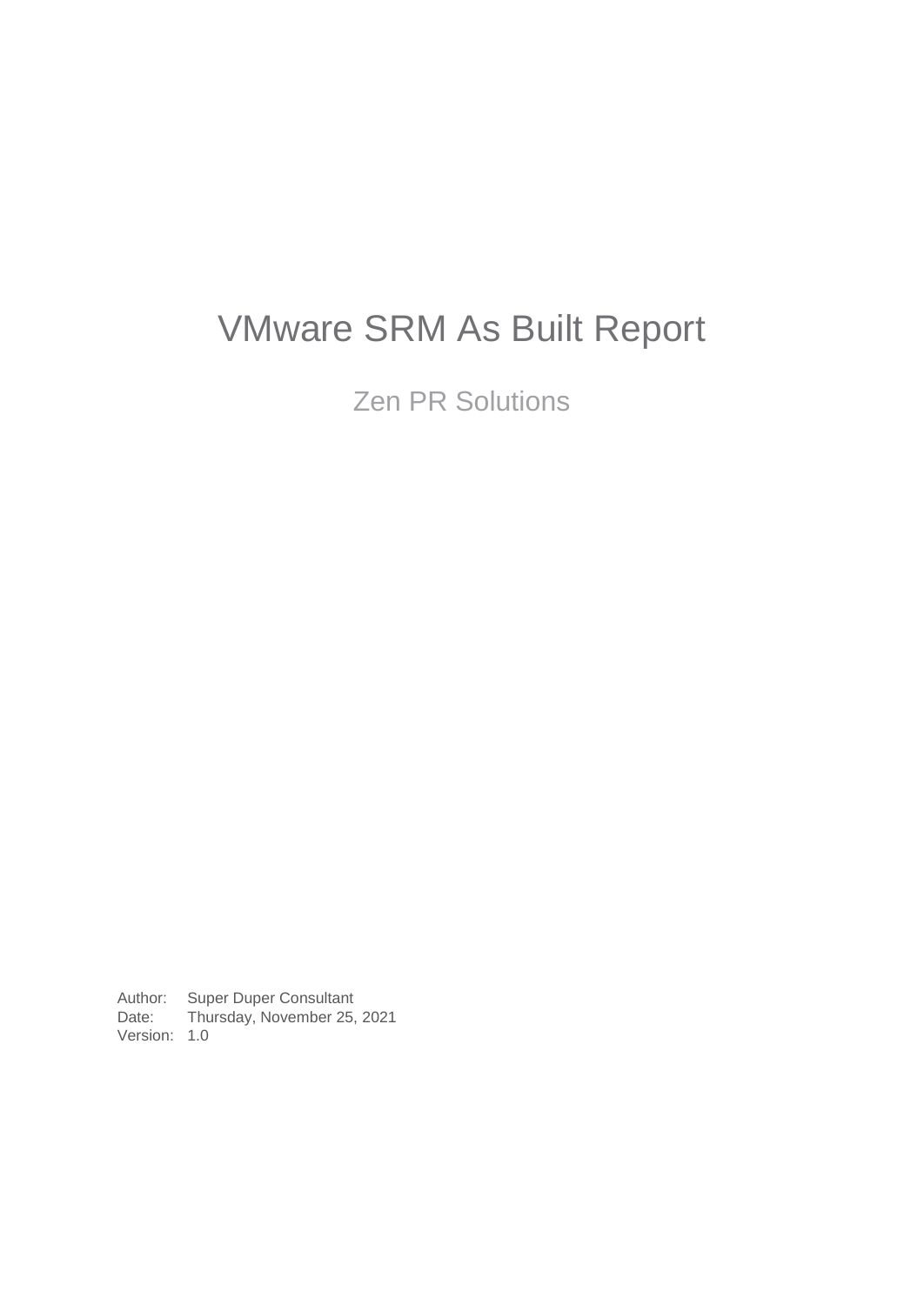# VMware SRM As Built Report

## Zen PR Solutions

| | |
|---|---|
| Author: | Super Duper Consultant |
| Date: | Thursday, November 25, 2021 |
| Version: | 1.0 |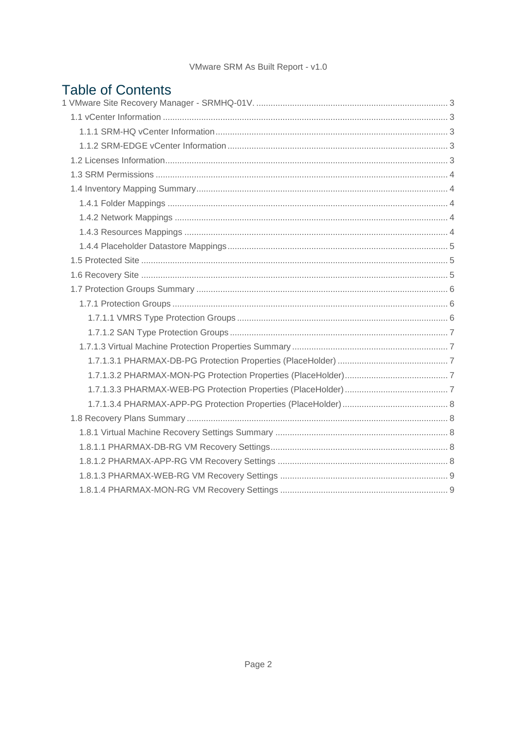# Table of Contents

1 VMware Site Recovery Manager - SRMHQ-01V. ... 3
- 1.1 vCenter Information ... 3
  - 1.1.1 SRM-HQ vCenter Information ... 3
  - 1.1.2 SRM-EDGE vCenter Information ... 3
- 1.2 Licenses Information ... 3
- 1.3 SRM Permissions ... 4
- 1.4 Inventory Mapping Summary ... 4
  - 1.4.1 Folder Mappings ... 4
  - 1.4.2 Network Mappings ... 4
  - 1.4.3 Resources Mappings ... 4
  - 1.4.4 Placeholder Datastore Mappings ... 5
- 1.5 Protected Site ... 5
- 1.6 Recovery Site ... 5
- 1.7 Protection Groups Summary ... 6
  - 1.7.1 Protection Groups ... 6
    - 1.7.1.1 VMRS Type Protection Groups ... 6
    - 1.7.1.2 SAN Type Protection Groups ... 7
  - 1.7.1.3 Virtual Machine Protection Properties Summary ... 7
    - 1.7.1.3.1 PHARMAX-DB-PG Protection Properties (PlaceHolder) ... 7
    - 1.7.1.3.2 PHARMAX-MON-PG Protection Properties (PlaceHolder) ... 7
    - 1.7.1.3.3 PHARMAX-WEB-PG Protection Properties (PlaceHolder) ... 7
    - 1.7.1.3.4 PHARMAX-APP-PG Protection Properties (PlaceHolder) ... 8
- 1.8 Recovery Plans Summary ... 8
  - 1.8.1 Virtual Machine Recovery Settings Summary ... 8
  - 1.8.1.1 PHARMAX-DB-RG VM Recovery Settings ... 8
  - 1.8.1.2 PHARMAX-APP-RG VM Recovery Settings ... 8
  - 1.8.1.3 PHARMAX-WEB-RG VM Recovery Settings ... 9
  - 1.8.1.4 PHARMAX-MON-RG VM Recovery Settings ... 9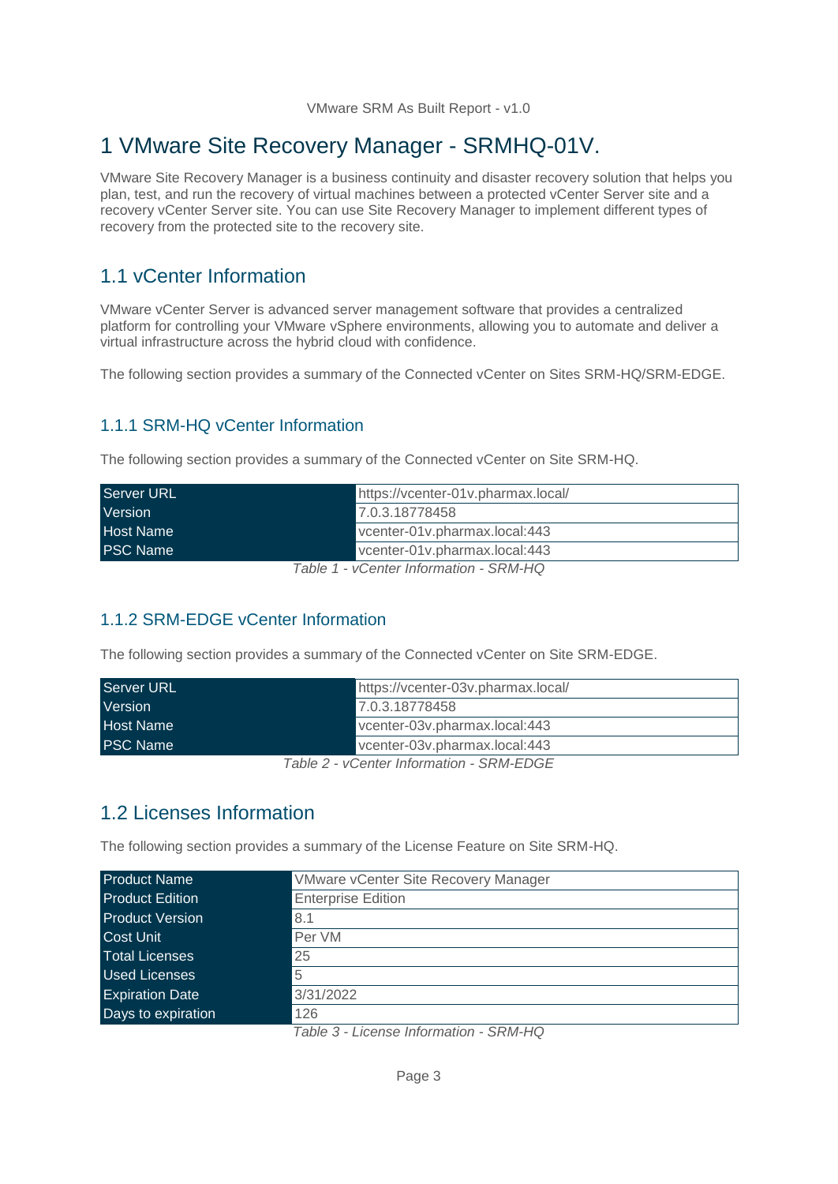# 1 VMware Site Recovery Manager - SRMHQ-01V.

VMware Site Recovery Manager is a business continuity and disaster recovery solution that helps you plan, test, and run the recovery of virtual machines between a protected vCenter Server site and a recovery vCenter Server site. You can use Site Recovery Manager to implement different types of recovery from the protected site to the recovery site.

## 1.1 vCenter Information

VMware vCenter Server is advanced server management software that provides a centralized platform for controlling your VMware vSphere environments, allowing you to automate and deliver a virtual infrastructure across the hybrid cloud with confidence.

The following section provides a summary of the Connected vCenter on Sites SRM-HQ/SRM-EDGE.

### 1.1.1 SRM-HQ vCenter Information

The following section provides a summary of the Connected vCenter on Site SRM-HQ.

| | |
|---|---|
| Server URL | https://vcenter-01v.pharmax.local/ |
| Version | 7.0.3.18778458 |
| Host Name | vcenter-01v.pharmax.local:443 |
| PSC Name | vcenter-01v.pharmax.local:443 |

*Table 1 - vCenter Information - SRM-HQ*

### 1.1.2 SRM-EDGE vCenter Information

The following section provides a summary of the Connected vCenter on Site SRM-EDGE.

| | |
|---|---|
| Server URL | https://vcenter-03v.pharmax.local/ |
| Version | 7.0.3.18778458 |
| Host Name | vcenter-03v.pharmax.local:443 |
| PSC Name | vcenter-03v.pharmax.local:443 |

*Table 2 - vCenter Information - SRM-EDGE*

## 1.2 Licenses Information

The following section provides a summary of the License Feature on Site SRM-HQ.

| | |
|---|---|
| Product Name | VMware vCenter Site Recovery Manager |
| Product Edition | Enterprise Edition |
| Product Version | 8.1 |
| Cost Unit | Per VM |
| Total Licenses | 25 |
| Used Licenses | 5 |
| Expiration Date | 3/31/2022 |
| Days to expiration | 126 |

*Table 3 - License Information - SRM-HQ*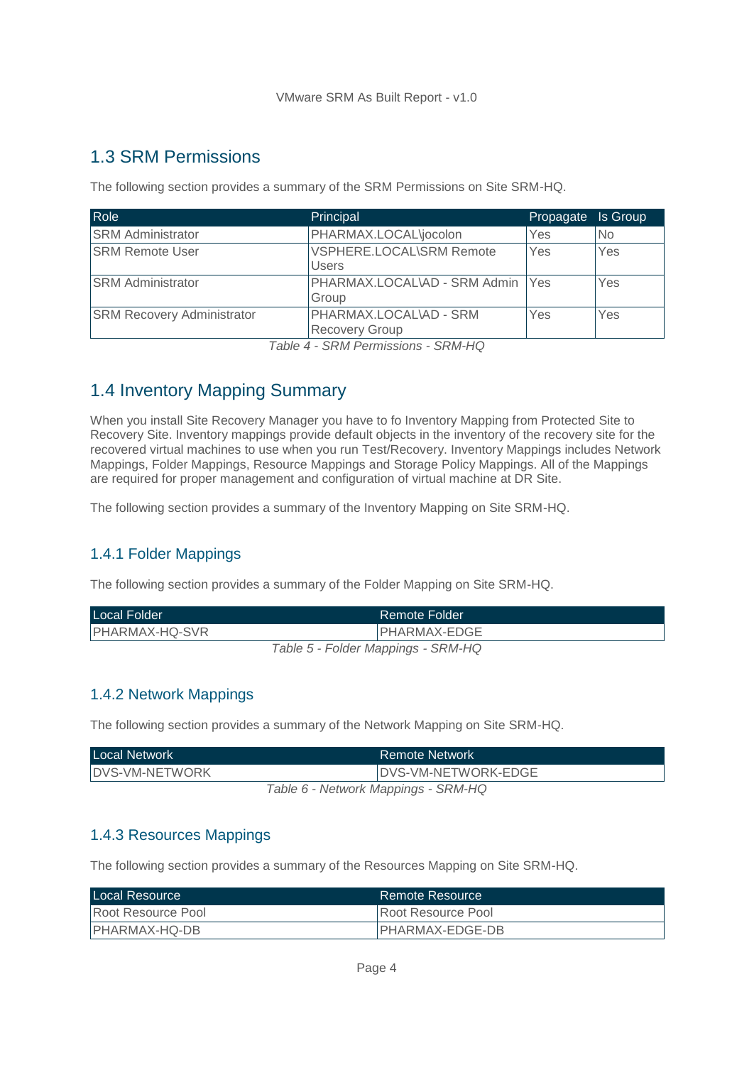## 1.3 SRM Permissions

The following section provides a summary of the SRM Permissions on Site SRM-HQ.

| Role | Principal | Propagate | Is Group |
|---|---|---|---|
| SRM Administrator | PHARMAX.LOCAL\jocolon | Yes | No |
| SRM Remote User | VSPHERE.LOCAL\SRM Remote Users | Yes | Yes |
| SRM Administrator | PHARMAX.LOCAL\AD - SRM Admin Group | Yes | Yes |
| SRM Recovery Administrator | PHARMAX.LOCAL\AD - SRM Recovery Group | Yes | Yes |

*Table 4 - SRM Permissions - SRM-HQ*

## 1.4 Inventory Mapping Summary

When you install Site Recovery Manager you have to fo Inventory Mapping from Protected Site to Recovery Site. Inventory mappings provide default objects in the inventory of the recovery site for the recovered virtual machines to use when you run Test/Recovery. Inventory Mappings includes Network Mappings, Folder Mappings, Resource Mappings and Storage Policy Mappings. All of the Mappings are required for proper management and configuration of virtual machine at DR Site.

The following section provides a summary of the Inventory Mapping on Site SRM-HQ.

### 1.4.1 Folder Mappings

The following section provides a summary of the Folder Mapping on Site SRM-HQ.

| Local Folder | Remote Folder |
|---|---|
| PHARMAX-HQ-SVR | PHARMAX-EDGE |

*Table 5 - Folder Mappings - SRM-HQ*

### 1.4.2 Network Mappings

The following section provides a summary of the Network Mapping on Site SRM-HQ.

| Local Network | Remote Network |
|---|---|
| DVS-VM-NETWORK | DVS-VM-NETWORK-EDGE |

*Table 6 - Network Mappings - SRM-HQ*

### 1.4.3 Resources Mappings

The following section provides a summary of the Resources Mapping on Site SRM-HQ.

| Local Resource | Remote Resource |
|---|---|
| Root Resource Pool | Root Resource Pool |
| PHARMAX-HQ-DB | PHARMAX-EDGE-DB |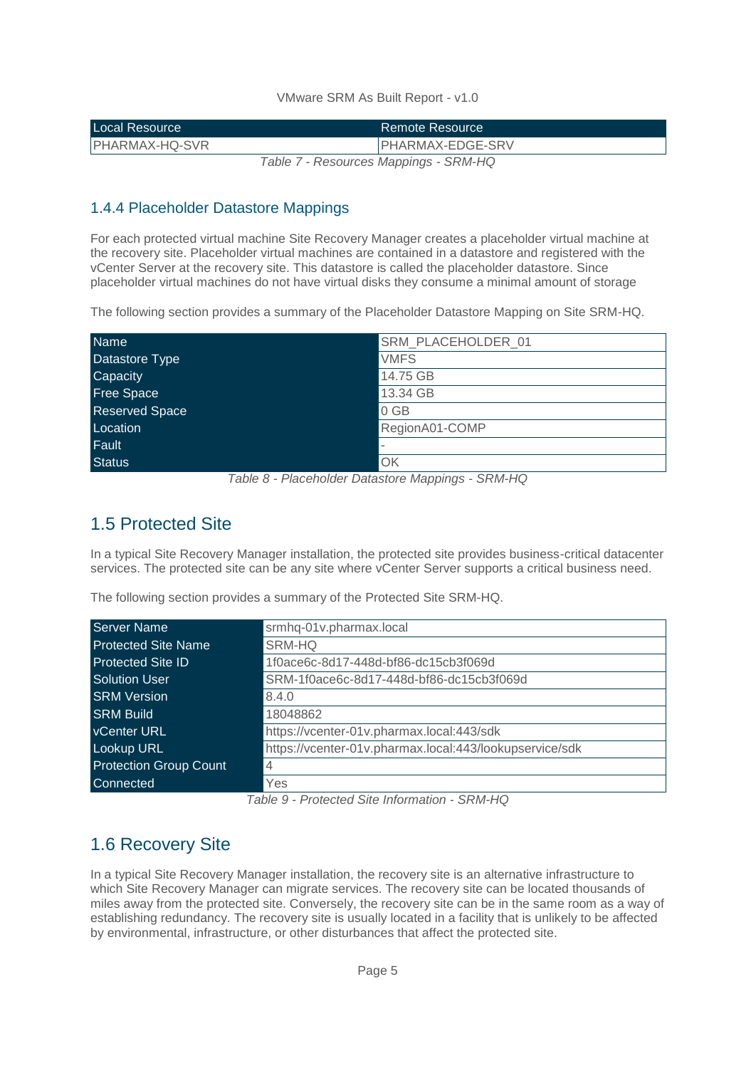| Local Resource | Remote Resource |
| --- | --- |
| PHARMAX-HQ-SVR | PHARMAX-EDGE-SRV |

*Table 7 - Resources Mappings - SRM-HQ*

### 1.4.4 Placeholder Datastore Mappings

For each protected virtual machine Site Recovery Manager creates a placeholder virtual machine at the recovery site. Placeholder virtual machines are contained in a datastore and registered with the vCenter Server at the recovery site. This datastore is called the placeholder datastore. Since placeholder virtual machines do not have virtual disks they consume a minimal amount of storage

The following section provides a summary of the Placeholder Datastore Mapping on Site SRM-HQ.

| | |
| --- | --- |
| Name | SRM_PLACEHOLDER_01 |
| Datastore Type | VMFS |
| Capacity | 14.75 GB |
| Free Space | 13.34 GB |
| Reserved Space | 0 GB |
| Location | RegionA01-COMP |
| Fault | - |
| Status | OK |

*Table 8 - Placeholder Datastore Mappings - SRM-HQ*

## 1.5 Protected Site

In a typical Site Recovery Manager installation, the protected site provides business-critical datacenter services. The protected site can be any site where vCenter Server supports a critical business need.

The following section provides a summary of the Protected Site SRM-HQ.

| | |
| --- | --- |
| Server Name | srmhq-01v.pharmax.local |
| Protected Site Name | SRM-HQ |
| Protected Site ID | 1f0ace6c-8d17-448d-bf86-dc15cb3f069d |
| Solution User | SRM-1f0ace6c-8d17-448d-bf86-dc15cb3f069d |
| SRM Version | 8.4.0 |
| SRM Build | 18048862 |
| vCenter URL | https://vcenter-01v.pharmax.local:443/sdk |
| Lookup URL | https://vcenter-01v.pharmax.local:443/lookupservice/sdk |
| Protection Group Count | 4 |
| Connected | Yes |

*Table 9 - Protected Site Information - SRM-HQ*

## 1.6 Recovery Site

In a typical Site Recovery Manager installation, the recovery site is an alternative infrastructure to which Site Recovery Manager can migrate services. The recovery site can be located thousands of miles away from the protected site. Conversely, the recovery site can be in the same room as a way of establishing redundancy. The recovery site is usually located in a facility that is unlikely to be affected by environmental, infrastructure, or other disturbances that affect the protected site.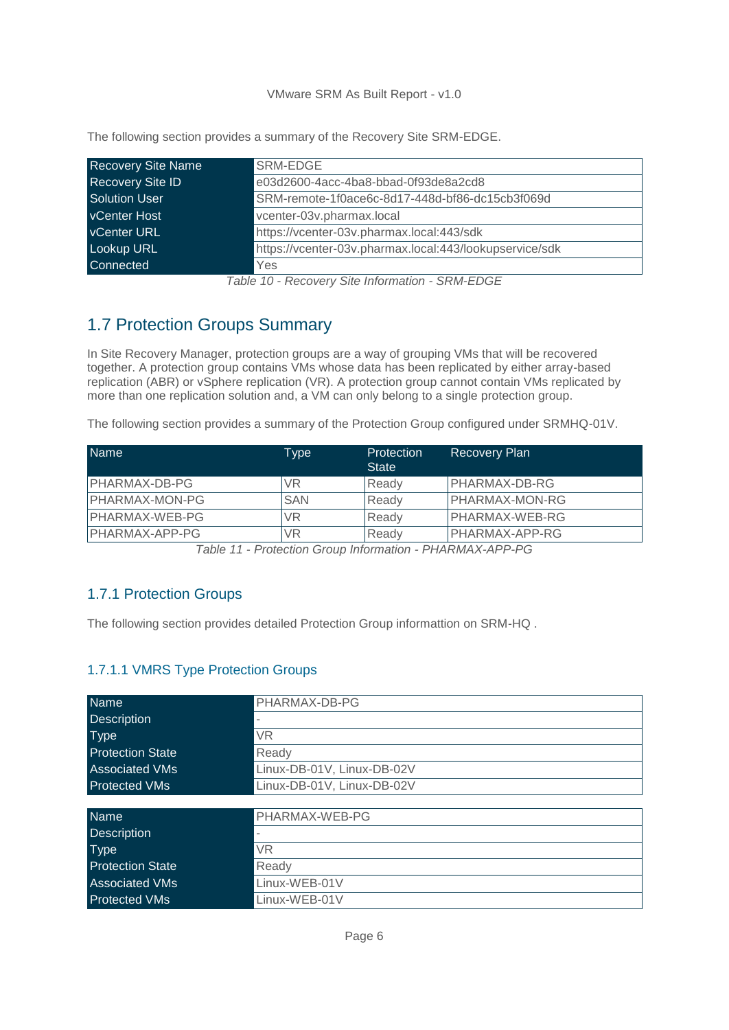The following section provides a summary of the Recovery Site SRM-EDGE.

| Recovery Site Name | SRM-EDGE |
|---|---|
| Recovery Site ID | e03d2600-4acc-4ba8-bbad-0f93de8a2cd8 |
| Solution User | SRM-remote-1f0ace6c-8d17-448d-bf86-dc15cb3f069d |
| vCenter Host | vcenter-03v.pharmax.local |
| vCenter URL | https://vcenter-03v.pharmax.local:443/sdk |
| Lookup URL | https://vcenter-03v.pharmax.local:443/lookupservice/sdk |
| Connected | Yes |

*Table 10 - Recovery Site Information - SRM-EDGE*

## 1.7 Protection Groups Summary

In Site Recovery Manager, protection groups are a way of grouping VMs that will be recovered together. A protection group contains VMs whose data has been replicated by either array-based replication (ABR) or vSphere replication (VR). A protection group cannot contain VMs replicated by more than one replication solution and, a VM can only belong to a single protection group.

The following section provides a summary of the Protection Group configured under SRMHQ-01V.

| Name | Type | Protection State | Recovery Plan |
|---|---|---|---|
| PHARMAX-DB-PG | VR | Ready | PHARMAX-DB-RG |
| PHARMAX-MON-PG | SAN | Ready | PHARMAX-MON-RG |
| PHARMAX-WEB-PG | VR | Ready | PHARMAX-WEB-RG |
| PHARMAX-APP-PG | VR | Ready | PHARMAX-APP-RG |

*Table 11 - Protection Group Information - PHARMAX-APP-PG*

### 1.7.1 Protection Groups

The following section provides detailed Protection Group informattion on SRM-HQ .

#### 1.7.1.1 VMRS Type Protection Groups

| Name | PHARMAX-DB-PG |
|---|---|
| Description | - |
| Type | VR |
| Protection State | Ready |
| Associated VMs | Linux-DB-01V, Linux-DB-02V |
| Protected VMs | Linux-DB-01V, Linux-DB-02V |

| Name | PHARMAX-WEB-PG |
|---|---|
| Description | - |
| Type | VR |
| Protection State | Ready |
| Associated VMs | Linux-WEB-01V |
| Protected VMs | Linux-WEB-01V |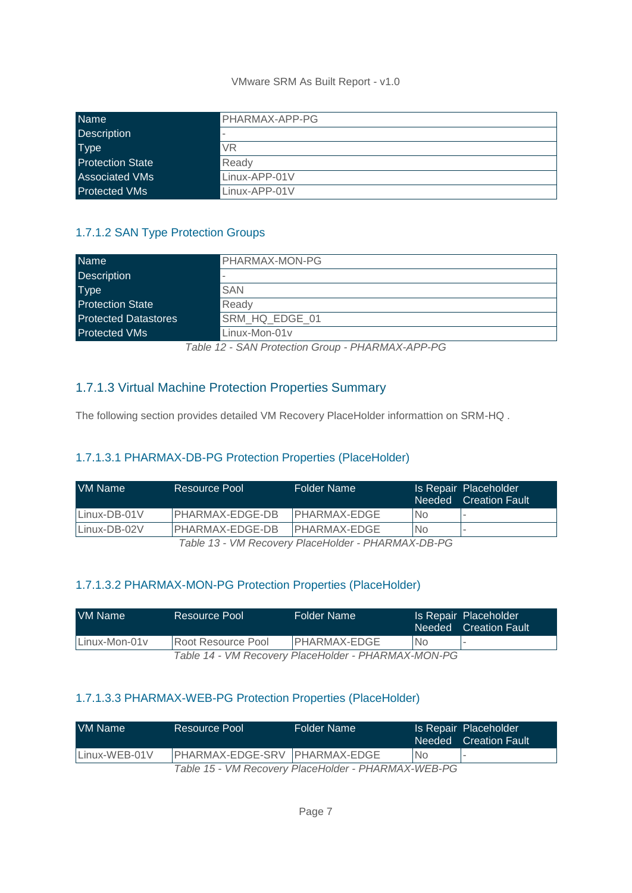| Name | PHARMAX-APP-PG |
| --- | --- |
| Description | - |
| Type | VR |
| Protection State | Ready |
| Associated VMs | Linux-APP-01V |
| Protected VMs | Linux-APP-01V |

### 1.7.1.2 SAN Type Protection Groups

| Name | PHARMAX-MON-PG |
| --- | --- |
| Description | - |
| Type | SAN |
| Protection State | Ready |
| Protected Datastores | SRM_HQ_EDGE_01 |
| Protected VMs | Linux-Mon-01v |

*Table 12 - SAN Protection Group - PHARMAX-APP-PG*

### 1.7.1.3 Virtual Machine Protection Properties Summary

The following section provides detailed VM Recovery PlaceHolder informattion on SRM-HQ .

#### 1.7.1.3.1 PHARMAX-DB-PG Protection Properties (PlaceHolder)

| VM Name | Resource Pool | Folder Name | Is Repair Needed | Placeholder Creation Fault |
| --- | --- | --- | --- | --- |
| Linux-DB-01V | PHARMAX-EDGE-DB | PHARMAX-EDGE | No | - |
| Linux-DB-02V | PHARMAX-EDGE-DB | PHARMAX-EDGE | No | - |

*Table 13 - VM Recovery PlaceHolder - PHARMAX-DB-PG*

#### 1.7.1.3.2 PHARMAX-MON-PG Protection Properties (PlaceHolder)

| VM Name | Resource Pool | Folder Name | Is Repair Needed | Placeholder Creation Fault |
| --- | --- | --- | --- | --- |
| Linux-Mon-01v | Root Resource Pool | PHARMAX-EDGE | No | - |

*Table 14 - VM Recovery PlaceHolder - PHARMAX-MON-PG*

#### 1.7.1.3.3 PHARMAX-WEB-PG Protection Properties (PlaceHolder)

| VM Name | Resource Pool | Folder Name | Is Repair Needed | Placeholder Creation Fault |
| --- | --- | --- | --- | --- |
| Linux-WEB-01V | PHARMAX-EDGE-SRV | PHARMAX-EDGE | No | - |

*Table 15 - VM Recovery PlaceHolder - PHARMAX-WEB-PG*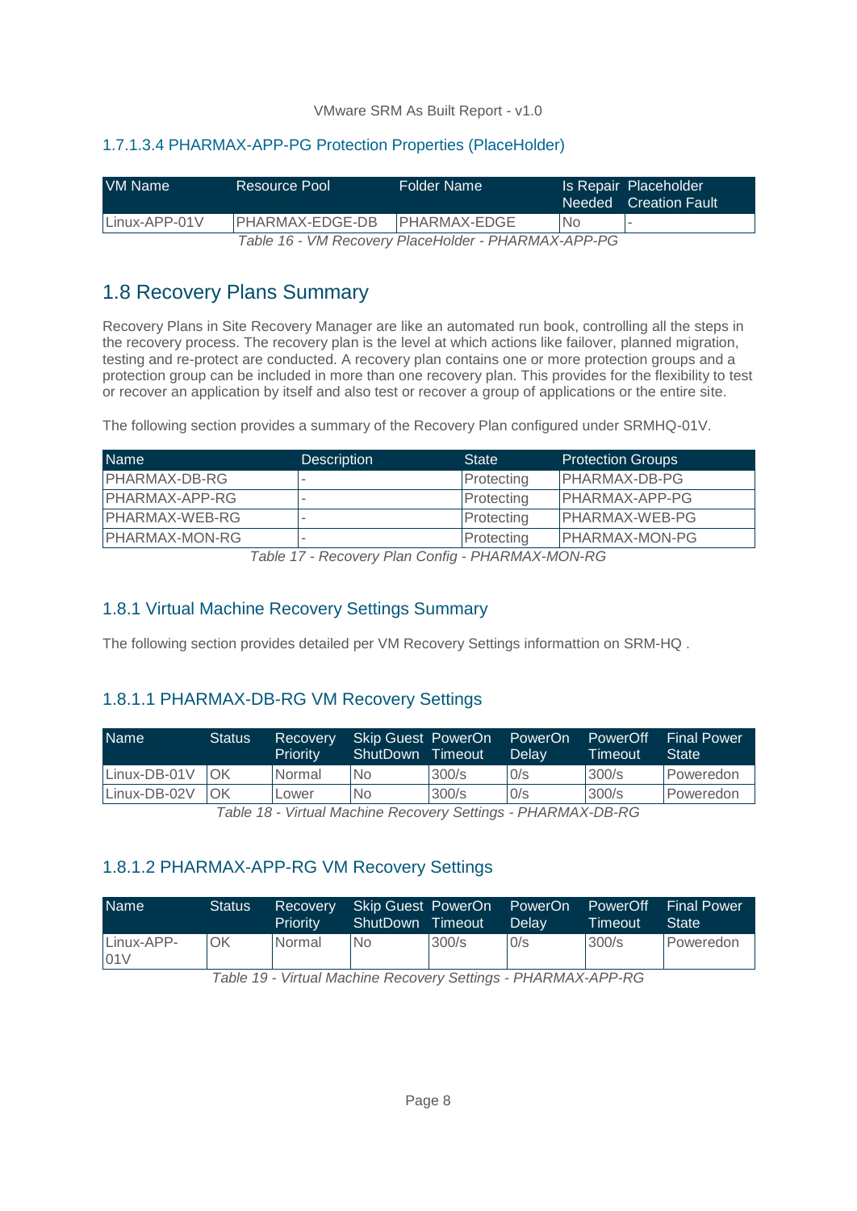#### 1.7.1.3.4 PHARMAX-APP-PG Protection Properties (PlaceHolder)

| VM Name | Resource Pool | Folder Name | Is Repair Needed | Placeholder Creation Fault |
|---|---|---|---|---|
| Linux-APP-01V | PHARMAX-EDGE-DB | PHARMAX-EDGE | No | - |

*Table 16 - VM Recovery PlaceHolder - PHARMAX-APP-PG*

## 1.8 Recovery Plans Summary

Recovery Plans in Site Recovery Manager are like an automated run book, controlling all the steps in the recovery process. The recovery plan is the level at which actions like failover, planned migration, testing and re-protect are conducted. A recovery plan contains one or more protection groups and a protection group can be included in more than one recovery plan. This provides for the flexibility to test or recover an application by itself and also test or recover a group of applications or the entire site.

The following section provides a summary of the Recovery Plan configured under SRMHQ-01V.

| Name | Description | State | Protection Groups |
|---|---|---|---|
| PHARMAX-DB-RG | - | Protecting | PHARMAX-DB-PG |
| PHARMAX-APP-RG | - | Protecting | PHARMAX-APP-PG |
| PHARMAX-WEB-RG | - | Protecting | PHARMAX-WEB-PG |
| PHARMAX-MON-RG | - | Protecting | PHARMAX-MON-PG |

*Table 17 - Recovery Plan Config - PHARMAX-MON-RG*

### 1.8.1 Virtual Machine Recovery Settings Summary

The following section provides detailed per VM Recovery Settings informattion on SRM-HQ .

#### 1.8.1.1 PHARMAX-DB-RG VM Recovery Settings

| Name | Status | Recovery Priority | Skip Guest ShutDown | PowerOn Timeout | PowerOn Delay | PowerOff Timeout | Final Power State |
|---|---|---|---|---|---|---|---|
| Linux-DB-01V | OK | Normal | No | 300/s | 0/s | 300/s | Poweredon |
| Linux-DB-02V | OK | Lower | No | 300/s | 0/s | 300/s | Poweredon |

*Table 18 - Virtual Machine Recovery Settings - PHARMAX-DB-RG*

#### 1.8.1.2 PHARMAX-APP-RG VM Recovery Settings

| Name | Status | Recovery Priority | Skip Guest ShutDown | PowerOn Timeout | PowerOn Delay | PowerOff Timeout | Final Power State |
|---|---|---|---|---|---|---|---|
| Linux-APP-01V | OK | Normal | No | 300/s | 0/s | 300/s | Poweredon |

*Table 19 - Virtual Machine Recovery Settings - PHARMAX-APP-RG*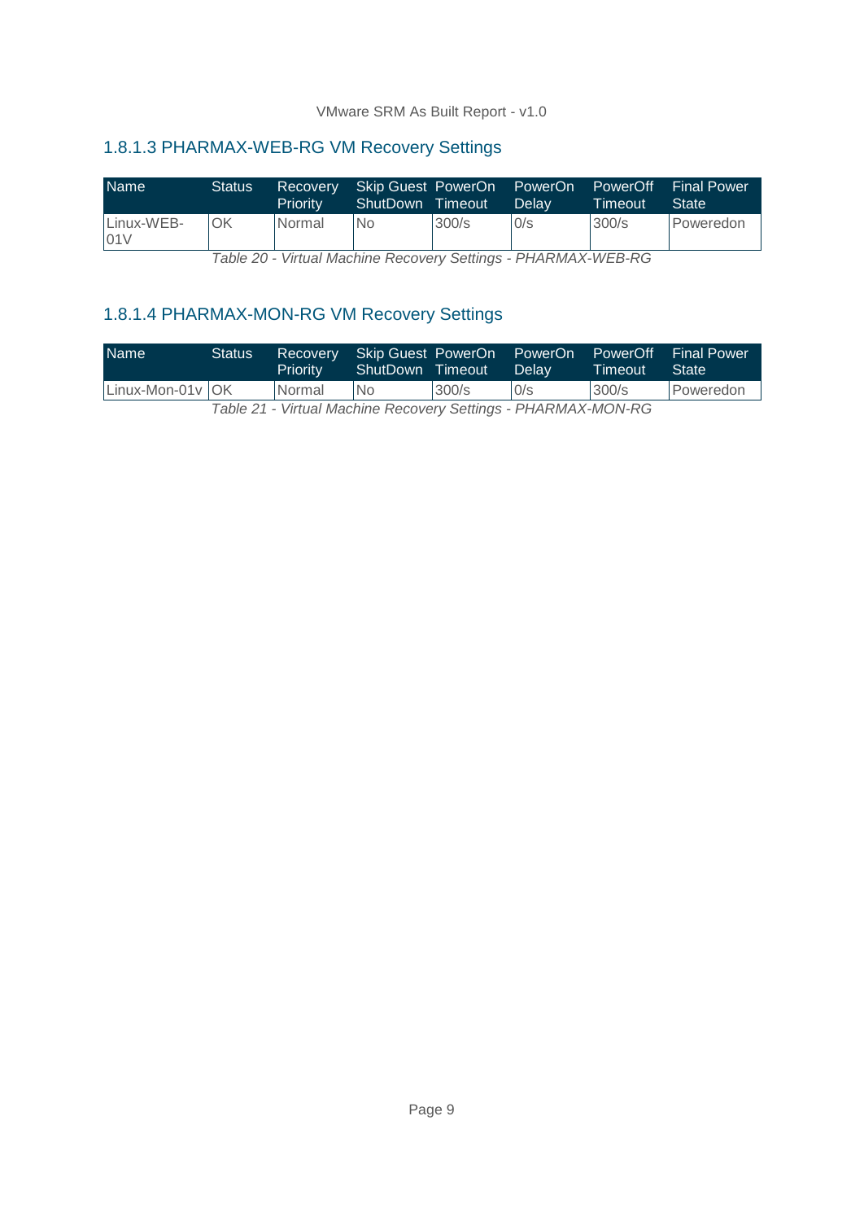### 1.8.1.3 PHARMAX-WEB-RG VM Recovery Settings

| Name | Status | Recovery Priority | Skip Guest ShutDown | PowerOn Timeout | PowerOn Delay | PowerOff Timeout | Final Power State |
|---|---|---|---|---|---|---|---|
| Linux-WEB-01V | OK | Normal | No | 300/s | 0/s | 300/s | Poweredon |

*Table 20 - Virtual Machine Recovery Settings - PHARMAX-WEB-RG*

### 1.8.1.4 PHARMAX-MON-RG VM Recovery Settings

| Name | Status | Recovery Priority | Skip Guest ShutDown | PowerOn Timeout | PowerOn Delay | PowerOff Timeout | Final Power State |
|---|---|---|---|---|---|---|---|
| Linux-Mon-01v | OK | Normal | No | 300/s | 0/s | 300/s | Poweredon |

*Table 21 - Virtual Machine Recovery Settings - PHARMAX-MON-RG*